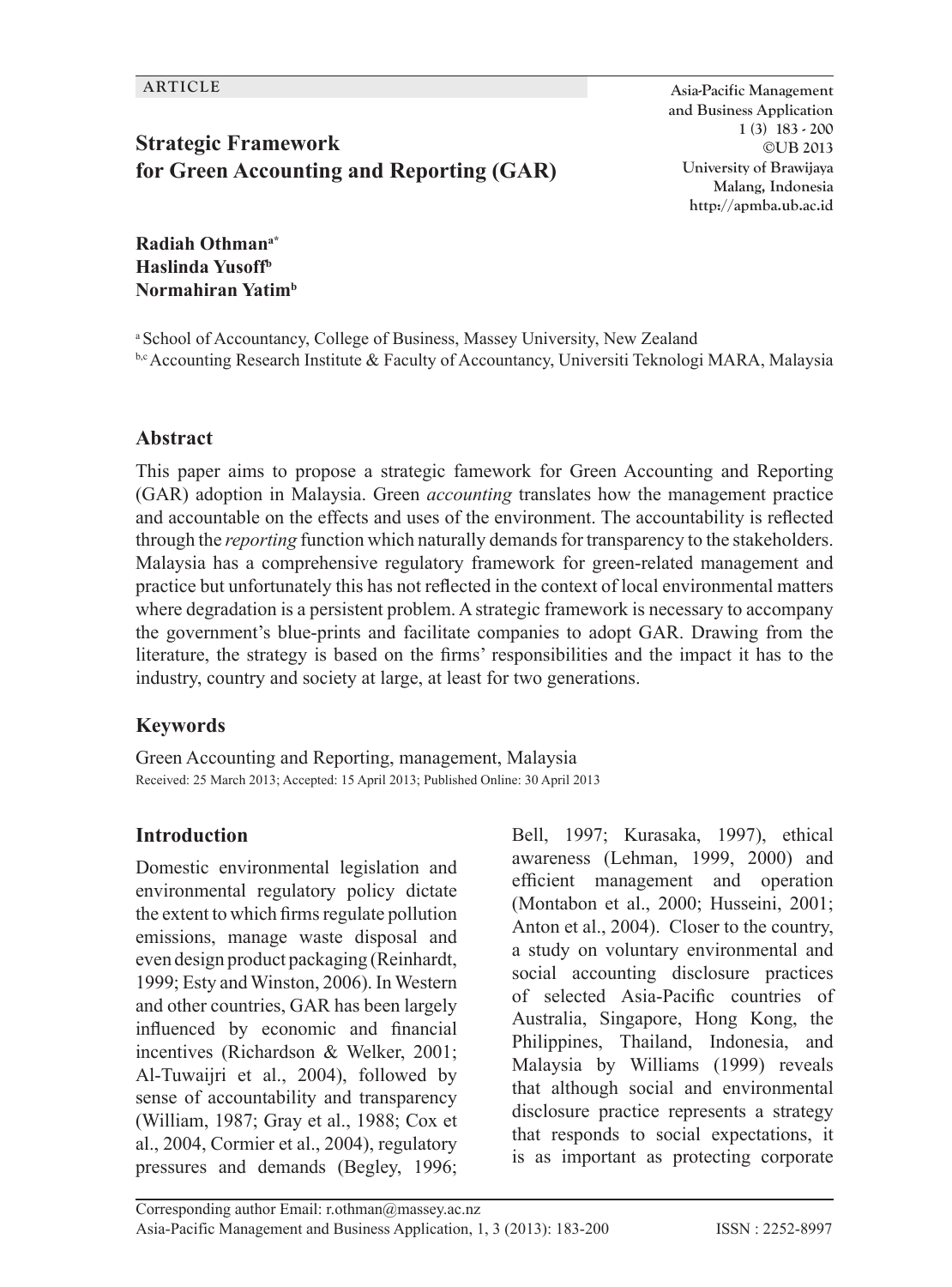ARTICLE

# Strategic Framework for Green Accounting and Reporting (GAR)

**Radiah Othman[a*]**
**Haslinda Yusoff[b]**
**Normahiran Yatim[b]**

[a] School of Accountancy, College of Business, Massey University, New Zealand
[b,c] Accounting Research Institute & Faculty of Accountancy, Universiti Teknologi MARA, Malaysia

## Abstract

This paper aims to propose a strategic famework for Green Accounting and Reporting (GAR) adoption in Malaysia. Green *accounting* translates how the management practice and accountable on the effects and uses of the environment. The accountability is reflected through the *reporting* function which naturally demands for transparency to the stakeholders. Malaysia has a comprehensive regulatory framework for green-related management and practice but unfortunately this has not reflected in the context of local environmental matters where degradation is a persistent problem. A strategic framework is necessary to accompany the government's blue-prints and facilitate companies to adopt GAR. Drawing from the literature, the strategy is based on the firms' responsibilities and the impact it has to the industry, country and society at large, at least for two generations.

## Keywords

Green Accounting and Reporting, management, Malaysia

Received: 25 March 2013; Accepted: 15 April 2013; Published Online: 30 April 2013

## Introduction

Domestic environmental legislation and environmental regulatory policy dictate the extent to which firms regulate pollution emissions, manage waste disposal and even design product packaging (Reinhardt, 1999; Esty and Winston, 2006). In Western and other countries, GAR has been largely influenced by economic and financial incentives (Richardson & Welker, 2001; Al-Tuwaijri et al., 2004), followed by sense of accountability and transparency (William, 1987; Gray et al., 1988; Cox et al., 2004, Cormier et al., 2004), regulatory pressures and demands (Begley, 1996; Bell, 1997; Kurasaka, 1997), ethical awareness (Lehman, 1999, 2000) and efficient management and operation (Montabon et al., 2000; Husseini, 2001; Anton et al., 2004). Closer to the country, a study on voluntary environmental and social accounting disclosure practices of selected Asia-Pacific countries of Australia, Singapore, Hong Kong, the Philippines, Thailand, Indonesia, and Malaysia by Williams (1999) reveals that although social and environmental disclosure practice represents a strategy that responds to social expectations, it is as important as protecting corporate

Corresponding author Email: r.othman@massey.ac.nz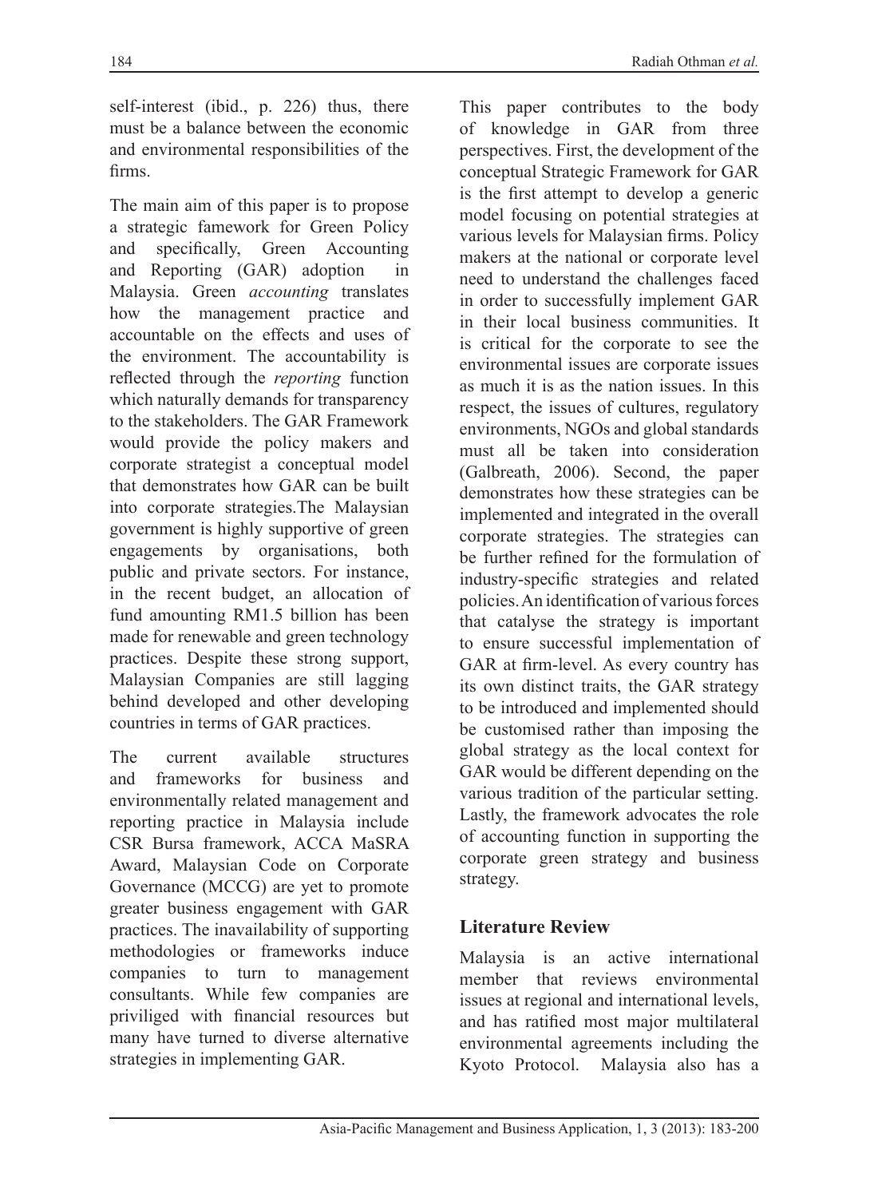self-interest (ibid., p. 226) thus, there must be a balance between the economic and environmental responsibilities of the firms.

The main aim of this paper is to propose a strategic famework for Green Policy and specifically, Green Accounting and Reporting (GAR) adoption in Malaysia. Green *accounting* translates how the management practice and accountable on the effects and uses of the environment. The accountability is reflected through the *reporting* function which naturally demands for transparency to the stakeholders. The GAR Framework would provide the policy makers and corporate strategist a conceptual model that demonstrates how GAR can be built into corporate strategies.The Malaysian government is highly supportive of green engagements by organisations, both public and private sectors. For instance, in the recent budget, an allocation of fund amounting RM1.5 billion has been made for renewable and green technology practices. Despite these strong support, Malaysian Companies are still lagging behind developed and other developing countries in terms of GAR practices.

The current available structures and frameworks for business and environmentally related management and reporting practice in Malaysia include CSR Bursa framework, ACCA MaSRA Award, Malaysian Code on Corporate Governance (MCCG) are yet to promote greater business engagement with GAR practices. The inavailability of supporting methodologies or frameworks induce companies to turn to management consultants. While few companies are priviliged with financial resources but many have turned to diverse alternative strategies in implementing GAR.

This paper contributes to the body of knowledge in GAR from three perspectives. First, the development of the conceptual Strategic Framework for GAR is the first attempt to develop a generic model focusing on potential strategies at various levels for Malaysian firms. Policy makers at the national or corporate level need to understand the challenges faced in order to successfully implement GAR in their local business communities. It is critical for the corporate to see the environmental issues are corporate issues as much it is as the nation issues. In this respect, the issues of cultures, regulatory environments, NGOs and global standards must all be taken into consideration (Galbreath, 2006). Second, the paper demonstrates how these strategies can be implemented and integrated in the overall corporate strategies. The strategies can be further refined for the formulation of industry-specific strategies and related policies. An identification of various forces that catalyse the strategy is important to ensure successful implementation of GAR at firm-level. As every country has its own distinct traits, the GAR strategy to be introduced and implemented should be customised rather than imposing the global strategy as the local context for GAR would be different depending on the various tradition of the particular setting. Lastly, the framework advocates the role of accounting function in supporting the corporate green strategy and business strategy.

## Literature Review

Malaysia is an active international member that reviews environmental issues at regional and international levels, and has ratified most major multilateral environmental agreements including the Kyoto Protocol. Malaysia also has a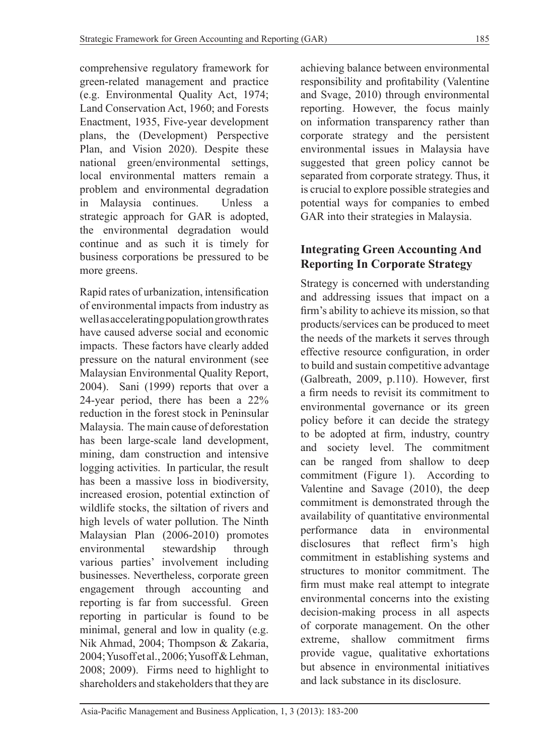comprehensive regulatory framework for green-related management and practice (e.g. Environmental Quality Act, 1974; Land Conservation Act, 1960; and Forests Enactment, 1935, Five-year development plans, the (Development) Perspective Plan, and Vision 2020). Despite these national green/environmental settings, local environmental matters remain a problem and environmental degradation in Malaysia continues. Unless a strategic approach for GAR is adopted, the environmental degradation would continue and as such it is timely for business corporations be pressured to be more greens.

Rapid rates of urbanization, intensification of environmental impacts from industry as well as accelerating population growth rates have caused adverse social and economic impacts. These factors have clearly added pressure on the natural environment (see Malaysian Environmental Quality Report, 2004). Sani (1999) reports that over a 24-year period, there has been a 22% reduction in the forest stock in Peninsular Malaysia. The main cause of deforestation has been large-scale land development, mining, dam construction and intensive logging activities. In particular, the result has been a massive loss in biodiversity, increased erosion, potential extinction of wildlife stocks, the siltation of rivers and high levels of water pollution. The Ninth Malaysian Plan (2006-2010) promotes environmental stewardship through various parties' involvement including businesses. Nevertheless, corporate green engagement through accounting and reporting is far from successful. Green reporting in particular is found to be minimal, general and low in quality (e.g. Nik Ahmad, 2004; Thompson & Zakaria, 2004; Yusoff et al., 2006; Yusoff & Lehman, 2008; 2009). Firms need to highlight to shareholders and stakeholders that they are achieving balance between environmental responsibility and profitability (Valentine and Svage, 2010) through environmental reporting. However, the focus mainly on information transparency rather than corporate strategy and the persistent environmental issues in Malaysia have suggested that green policy cannot be separated from corporate strategy. Thus, it is crucial to explore possible strategies and potential ways for companies to embed GAR into their strategies in Malaysia.

## Integrating Green Accounting And Reporting In Corporate Strategy

Strategy is concerned with understanding and addressing issues that impact on a firm's ability to achieve its mission, so that products/services can be produced to meet the needs of the markets it serves through effective resource configuration, in order to build and sustain competitive advantage (Galbreath, 2009, p.110). However, first a firm needs to revisit its commitment to environmental governance or its green policy before it can decide the strategy to be adopted at firm, industry, country and society level. The commitment can be ranged from shallow to deep commitment (Figure 1). According to Valentine and Savage (2010), the deep commitment is demonstrated through the availability of quantitative environmental performance data in environmental disclosures that reflect firm's high commitment in establishing systems and structures to monitor commitment. The firm must make real attempt to integrate environmental concerns into the existing decision-making process in all aspects of corporate management. On the other extreme, shallow commitment firms provide vague, qualitative exhortations but absence in environmental initiatives and lack substance in its disclosure.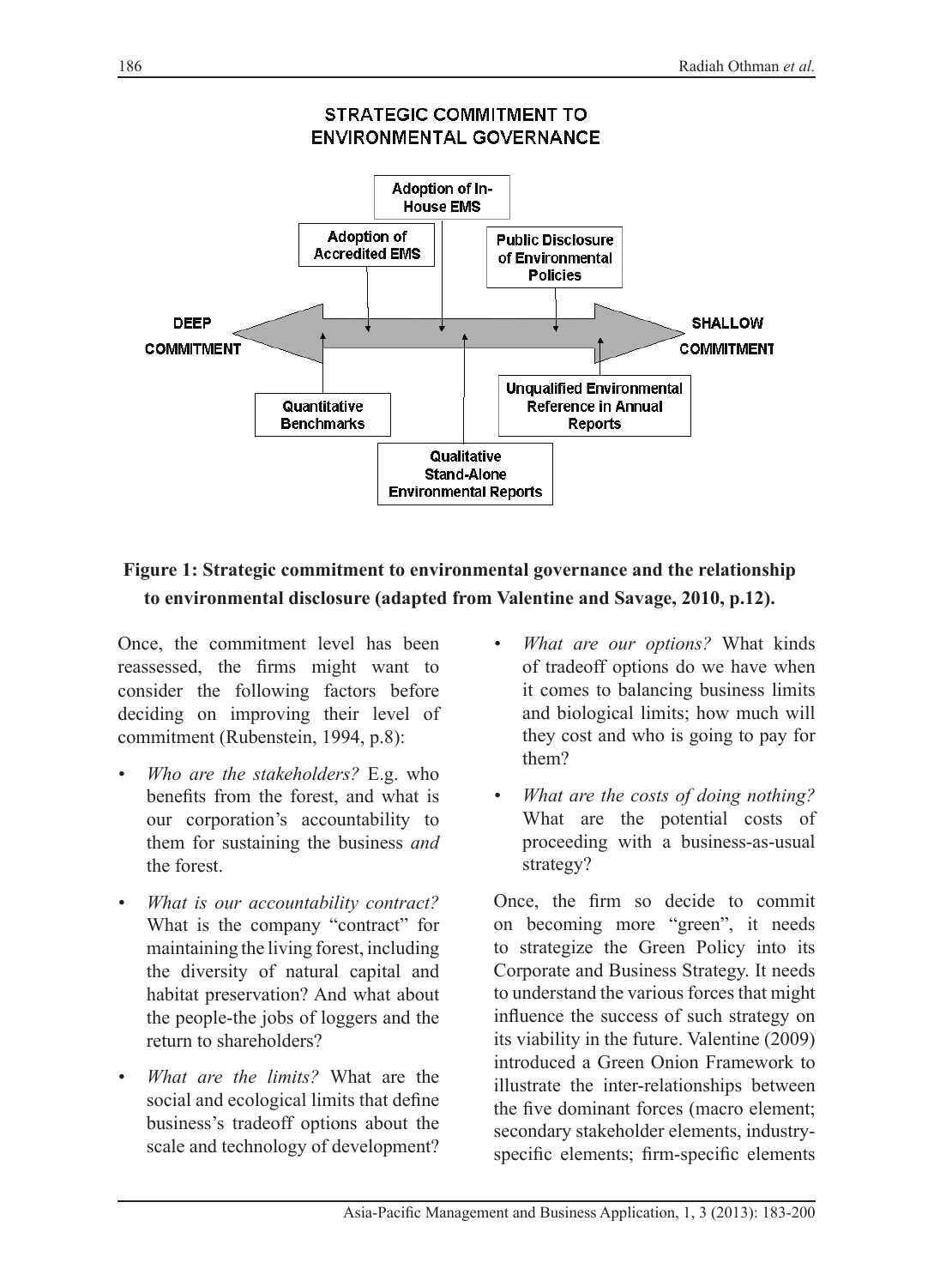**Figure 1: Strategic commitment to environmental governance and the relationship to environmental disclosure (adapted from Valentine and Savage, 2010, p.12).**

Once, the commitment level has been reassessed, the firms might want to consider the following factors before deciding on improving their level of commitment (Rubenstein, 1994, p.8):

- *Who are the stakeholders?* E.g. who benefits from the forest, and what is our corporation's accountability to them for sustaining the business *and* the forest.
- *What is our accountability contract?* What is the company "contract" for maintaining the living forest, including the diversity of natural capital and habitat preservation? And what about the people-the jobs of loggers and the return to shareholders?
- *What are the limits?* What are the social and ecological limits that define business's tradeoff options about the scale and technology of development?
- *What are our options?* What kinds of tradeoff options do we have when it comes to balancing business limits and biological limits; how much will they cost and who is going to pay for them?
- *What are the costs of doing nothing?* What are the potential costs of proceeding with a business-as-usual strategy?

Once, the firm so decide to commit on becoming more "green", it needs to strategize the Green Policy into its Corporate and Business Strategy. It needs to understand the various forces that might influence the success of such strategy on its viability in the future. Valentine (2009) introduced a Green Onion Framework to illustrate the inter-relationships between the five dominant forces (macro element; secondary stakeholder elements, industry-specific elements; firm-specific elements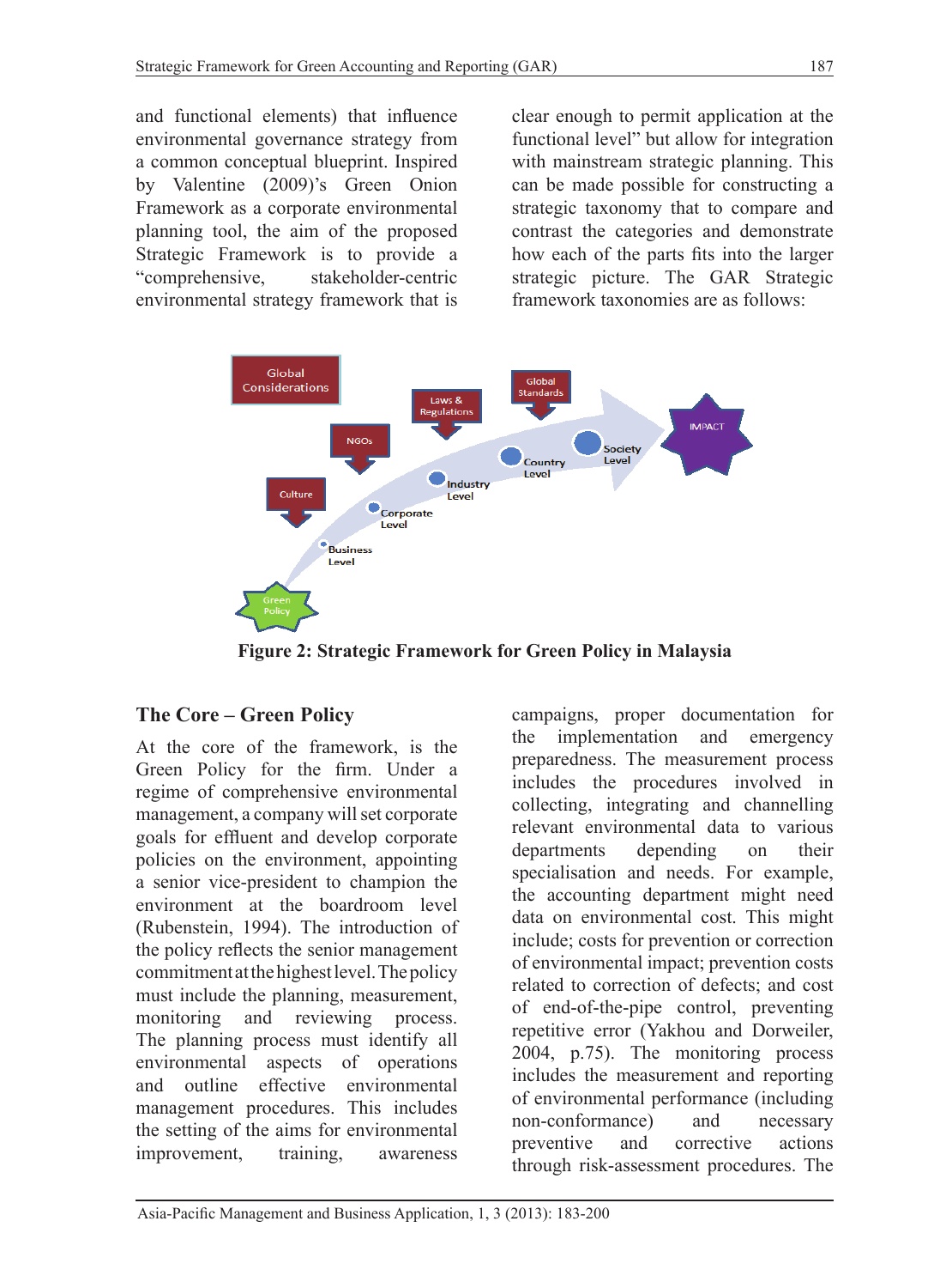and functional elements) that influence environmental governance strategy from a common conceptual blueprint. Inspired by Valentine (2009)'s Green Onion Framework as a corporate environmental planning tool, the aim of the proposed Strategic Framework is to provide a "comprehensive, stakeholder-centric environmental strategy framework that is clear enough to permit application at the functional level" but allow for integration with mainstream strategic planning. This can be made possible for constructing a strategic taxonomy that to compare and contrast the categories and demonstrate how each of the parts fits into the larger strategic picture. The GAR Strategic framework taxonomies are as follows:

**Figure 2: Strategic Framework for Green Policy in Malaysia**

## The Core – Green Policy

At the core of the framework, is the Green Policy for the firm. Under a regime of comprehensive environmental management, a company will set corporate goals for effluent and develop corporate policies on the environment, appointing a senior vice-president to champion the environment at the boardroom level (Rubenstein, 1994). The introduction of the policy reflects the senior management commitment at the highest level. The policy must include the planning, measurement, monitoring and reviewing process. The planning process must identify all environmental aspects of operations and outline effective environmental management procedures. This includes the setting of the aims for environmental improvement, training, awareness campaigns, proper documentation for the implementation and emergency preparedness. The measurement process includes the procedures involved in collecting, integrating and channelling relevant environmental data to various departments depending on their specialisation and needs. For example, the accounting department might need data on environmental cost. This might include; costs for prevention or correction of environmental impact; prevention costs related to correction of defects; and cost of end-of-the-pipe control, preventing repetitive error (Yakhou and Dorweiler, 2004, p.75). The monitoring process includes the measurement and reporting of environmental performance (including non-conformance) and necessary preventive and corrective actions through risk-assessment procedures. The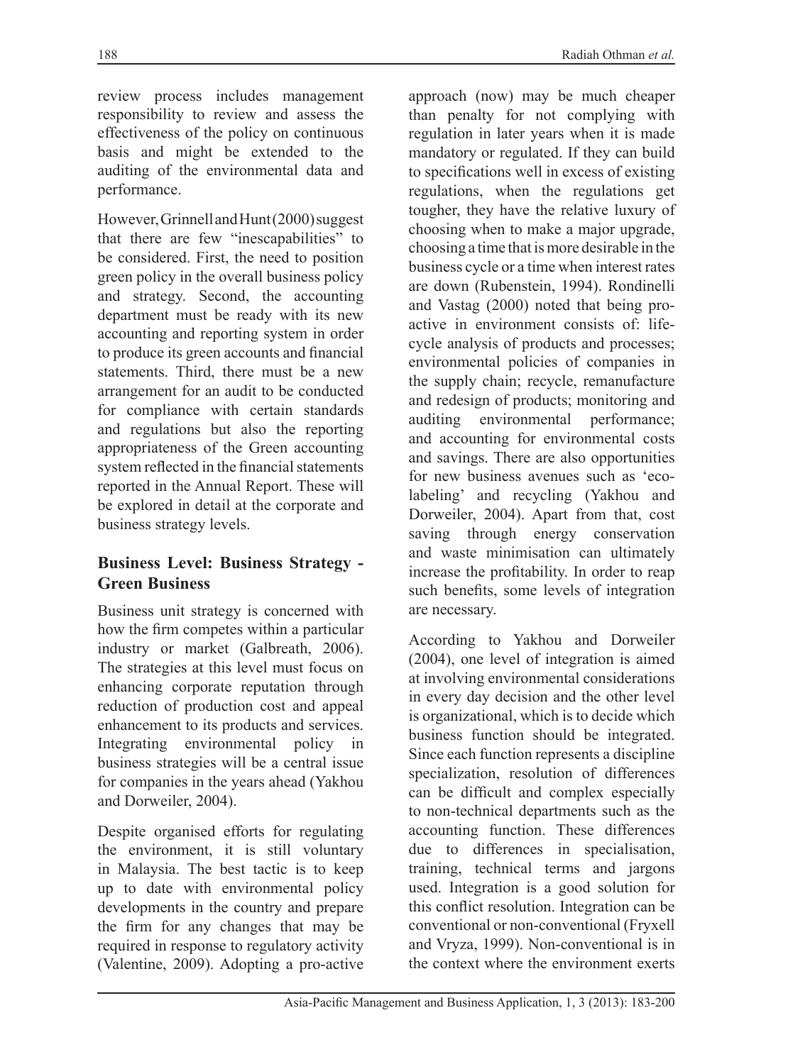review process includes management responsibility to review and assess the effectiveness of the policy on continuous basis and might be extended to the auditing of the environmental data and performance.

However, Grinnell and Hunt (2000) suggest that there are few "inescapabilities" to be considered. First, the need to position green policy in the overall business policy and strategy. Second, the accounting department must be ready with its new accounting and reporting system in order to produce its green accounts and financial statements. Third, there must be a new arrangement for an audit to be conducted for compliance with certain standards and regulations but also the reporting appropriateness of the Green accounting system reflected in the financial statements reported in the Annual Report. These will be explored in detail at the corporate and business strategy levels.

## Business Level: Business Strategy - Green Business

Business unit strategy is concerned with how the firm competes within a particular industry or market (Galbreath, 2006). The strategies at this level must focus on enhancing corporate reputation through reduction of production cost and appeal enhancement to its products and services. Integrating environmental policy in business strategies will be a central issue for companies in the years ahead (Yakhou and Dorweiler, 2004).

Despite organised efforts for regulating the environment, it is still voluntary in Malaysia. The best tactic is to keep up to date with environmental policy developments in the country and prepare the firm for any changes that may be required in response to regulatory activity (Valentine, 2009). Adopting a pro-active approach (now) may be much cheaper than penalty for not complying with regulation in later years when it is made mandatory or regulated. If they can build to specifications well in excess of existing regulations, when the regulations get tougher, they have the relative luxury of choosing when to make a major upgrade, choosing a time that is more desirable in the business cycle or a time when interest rates are down (Rubenstein, 1994). Rondinelli and Vastag (2000) noted that being pro-active in environment consists of: life-cycle analysis of products and processes; environmental policies of companies in the supply chain; recycle, remanufacture and redesign of products; monitoring and auditing environmental performance; and accounting for environmental costs and savings. There are also opportunities for new business avenues such as 'eco-labeling' and recycling (Yakhou and Dorweiler, 2004). Apart from that, cost saving through energy conservation and waste minimisation can ultimately increase the profitability. In order to reap such benefits, some levels of integration are necessary.

According to Yakhou and Dorweiler (2004), one level of integration is aimed at involving environmental considerations in every day decision and the other level is organizational, which is to decide which business function should be integrated. Since each function represents a discipline specialization, resolution of differences can be difficult and complex especially to non-technical departments such as the accounting function. These differences due to differences in specialisation, training, technical terms and jargons used. Integration is a good solution for this conflict resolution. Integration can be conventional or non-conventional (Fryxell and Vryza, 1999). Non-conventional is in the context where the environment exerts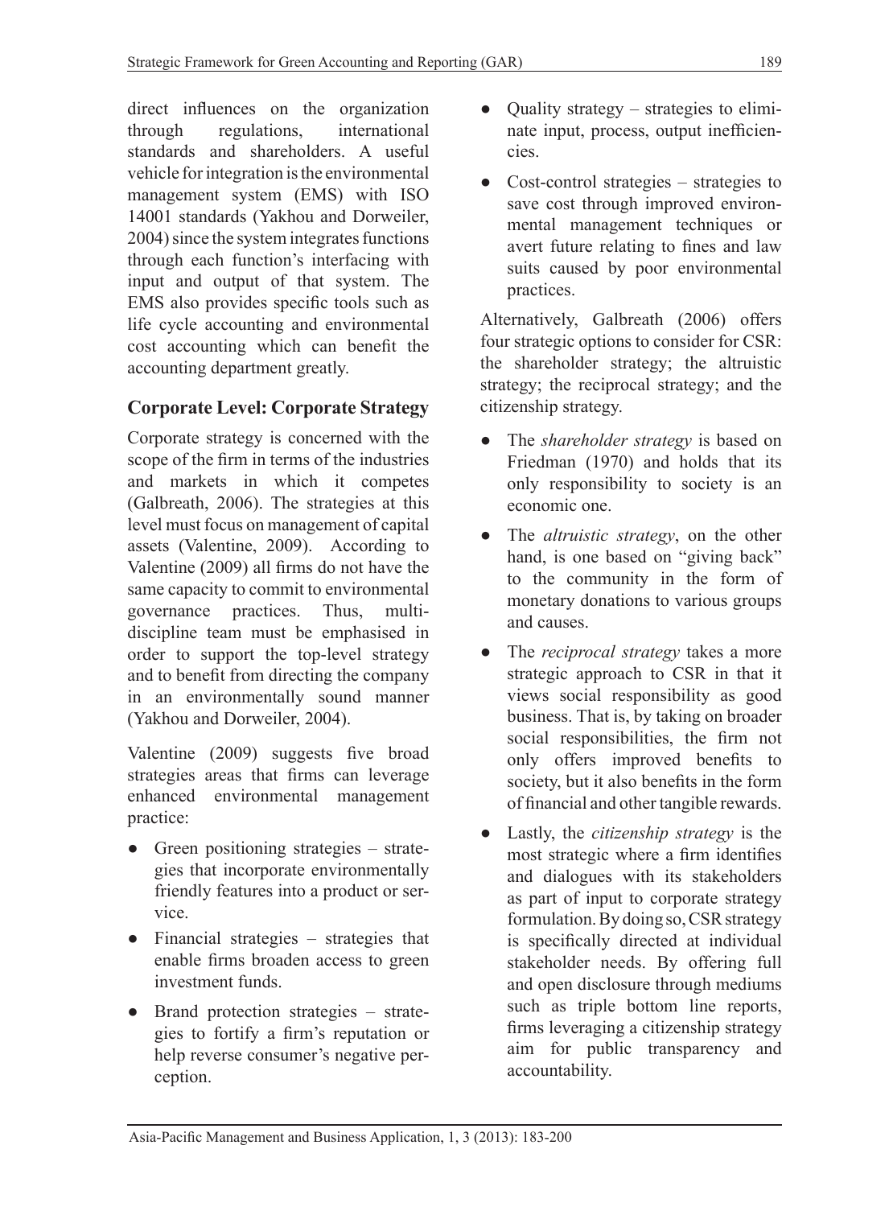direct influences on the organization through regulations, international standards and shareholders. A useful vehicle for integration is the environmental management system (EMS) with ISO 14001 standards (Yakhou and Dorweiler, 2004) since the system integrates functions through each function's interfacing with input and output of that system. The EMS also provides specific tools such as life cycle accounting and environmental cost accounting which can benefit the accounting department greatly.

## Corporate Level: Corporate Strategy

Corporate strategy is concerned with the scope of the firm in terms of the industries and markets in which it competes (Galbreath, 2006). The strategies at this level must focus on management of capital assets (Valentine, 2009). According to Valentine (2009) all firms do not have the same capacity to commit to environmental governance practices. Thus, multi-discipline team must be emphasised in order to support the top-level strategy and to benefit from directing the company in an environmentally sound manner (Yakhou and Dorweiler, 2004).

Valentine (2009) suggests five broad strategies areas that firms can leverage enhanced environmental management practice:

- Green positioning strategies – strategies that incorporate environmentally friendly features into a product or service.
- Financial strategies – strategies that enable firms broaden access to green investment funds.
- Brand protection strategies – strategies to fortify a firm's reputation or help reverse consumer's negative perception.
- Quality strategy – strategies to eliminate input, process, output inefficiencies.
- Cost-control strategies – strategies to save cost through improved environmental management techniques or avert future relating to fines and law suits caused by poor environmental practices.

Alternatively, Galbreath (2006) offers four strategic options to consider for CSR: the shareholder strategy; the altruistic strategy; the reciprocal strategy; and the citizenship strategy.

- The *shareholder strategy* is based on Friedman (1970) and holds that its only responsibility to society is an economic one.
- The *altruistic strategy*, on the other hand, is one based on "giving back" to the community in the form of monetary donations to various groups and causes.
- The *reciprocal strategy* takes a more strategic approach to CSR in that it views social responsibility as good business. That is, by taking on broader social responsibilities, the firm not only offers improved benefits to society, but it also benefits in the form of financial and other tangible rewards.
- Lastly, the *citizenship strategy* is the most strategic where a firm identifies and dialogues with its stakeholders as part of input to corporate strategy formulation. By doing so, CSR strategy is specifically directed at individual stakeholder needs. By offering full and open disclosure through mediums such as triple bottom line reports, firms leveraging a citizenship strategy aim for public transparency and accountability.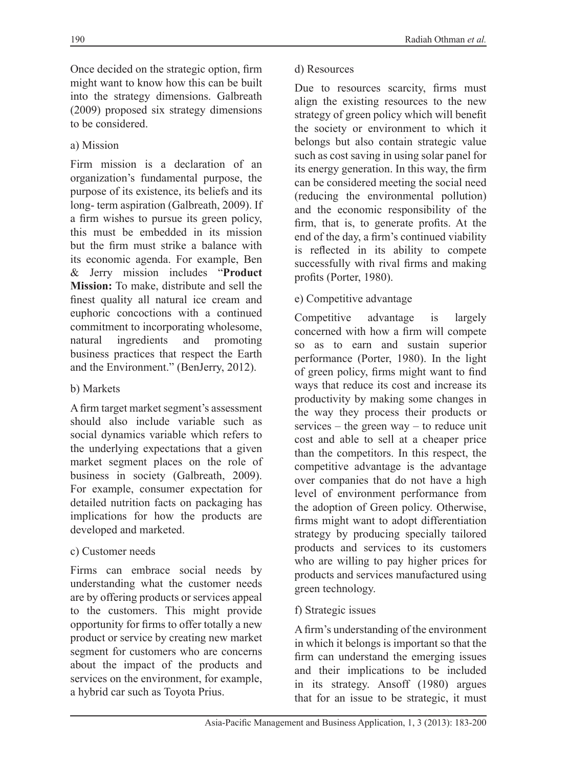Once decided on the strategic option, firm might want to know how this can be built into the strategy dimensions. Galbreath (2009) proposed six strategy dimensions to be considered.

a) Mission

Firm mission is a declaration of an organization's fundamental purpose, the purpose of its existence, its beliefs and its long- term aspiration (Galbreath, 2009). If a firm wishes to pursue its green policy, this must be embedded in its mission but the firm must strike a balance with its economic agenda. For example, Ben & Jerry mission includes "**Product Mission:** To make, distribute and sell the finest quality all natural ice cream and euphoric concoctions with a continued commitment to incorporating wholesome, natural ingredients and promoting business practices that respect the Earth and the Environment." (BenJerry, 2012).

b) Markets

A firm target market segment's assessment should also include variable such as social dynamics variable which refers to the underlying expectations that a given market segment places on the role of business in society (Galbreath, 2009). For example, consumer expectation for detailed nutrition facts on packaging has implications for how the products are developed and marketed.

c) Customer needs

Firms can embrace social needs by understanding what the customer needs are by offering products or services appeal to the customers. This might provide opportunity for firms to offer totally a new product or service by creating new market segment for customers who are concerns about the impact of the products and services on the environment, for example, a hybrid car such as Toyota Prius.

d) Resources

Due to resources scarcity, firms must align the existing resources to the new strategy of green policy which will benefit the society or environment to which it belongs but also contain strategic value such as cost saving in using solar panel for its energy generation. In this way, the firm can be considered meeting the social need (reducing the environmental pollution) and the economic responsibility of the firm, that is, to generate profits. At the end of the day, a firm's continued viability is reflected in its ability to compete successfully with rival firms and making profits (Porter, 1980).

e) Competitive advantage

Competitive advantage is largely concerned with how a firm will compete so as to earn and sustain superior performance (Porter, 1980). In the light of green policy, firms might want to find ways that reduce its cost and increase its productivity by making some changes in the way they process their products or services – the green way – to reduce unit cost and able to sell at a cheaper price than the competitors. In this respect, the competitive advantage is the advantage over companies that do not have a high level of environment performance from the adoption of Green policy. Otherwise, firms might want to adopt differentiation strategy by producing specially tailored products and services to its customers who are willing to pay higher prices for products and services manufactured using green technology.

f) Strategic issues

A firm's understanding of the environment in which it belongs is important so that the firm can understand the emerging issues and their implications to be included in its strategy. Ansoff (1980) argues that for an issue to be strategic, it must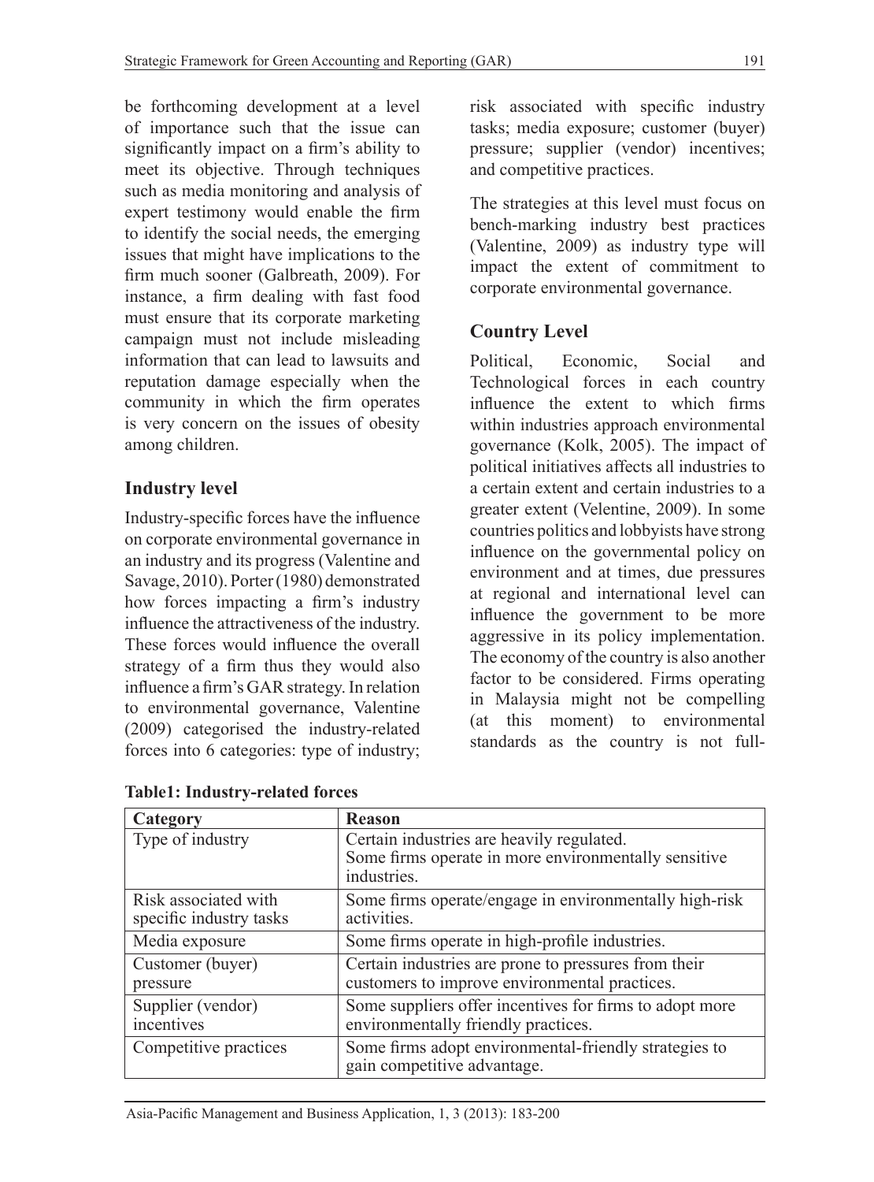be forthcoming development at a level of importance such that the issue can significantly impact on a firm's ability to meet its objective. Through techniques such as media monitoring and analysis of expert testimony would enable the firm to identify the social needs, the emerging issues that might have implications to the firm much sooner (Galbreath, 2009). For instance, a firm dealing with fast food must ensure that its corporate marketing campaign must not include misleading information that can lead to lawsuits and reputation damage especially when the community in which the firm operates is very concern on the issues of obesity among children.

## Industry level

Industry-specific forces have the influence on corporate environmental governance in an industry and its progress (Valentine and Savage, 2010). Porter (1980) demonstrated how forces impacting a firm's industry influence the attractiveness of the industry. These forces would influence the overall strategy of a firm thus they would also influence a firm's GAR strategy. In relation to environmental governance, Valentine (2009) categorised the industry-related forces into 6 categories: type of industry; risk associated with specific industry tasks; media exposure; customer (buyer) pressure; supplier (vendor) incentives; and competitive practices.

The strategies at this level must focus on bench-marking industry best practices (Valentine, 2009) as industry type will impact the extent of commitment to corporate environmental governance.

## Country Level

Political, Economic, Social and Technological forces in each country influence the extent to which firms within industries approach environmental governance (Kolk, 2005). The impact of political initiatives affects all industries to a certain extent and certain industries to a greater extent (Velentine, 2009). In some countries politics and lobbyists have strong influence on the governmental policy on environment and at times, due pressures at regional and international level can influence the government to be more aggressive in its policy implementation. The economy of the country is also another factor to be considered. Firms operating in Malaysia might not be compelling (at this moment) to environmental standards as the country is not full-

**Table1: Industry-related forces**

| Category | Reason |
|---|---|
| Type of industry | Certain industries are heavily regulated. Some firms operate in more environmentally sensitive industries. |
| Risk associated with specific industry tasks | Some firms operate/engage in environmentally high-risk activities. |
| Media exposure | Some firms operate in high-profile industries. |
| Customer (buyer) pressure | Certain industries are prone to pressures from their customers to improve environmental practices. |
| Supplier (vendor) incentives | Some suppliers offer incentives for firms to adopt more environmentally friendly practices. |
| Competitive practices | Some firms adopt environmental-friendly strategies to gain competitive advantage. |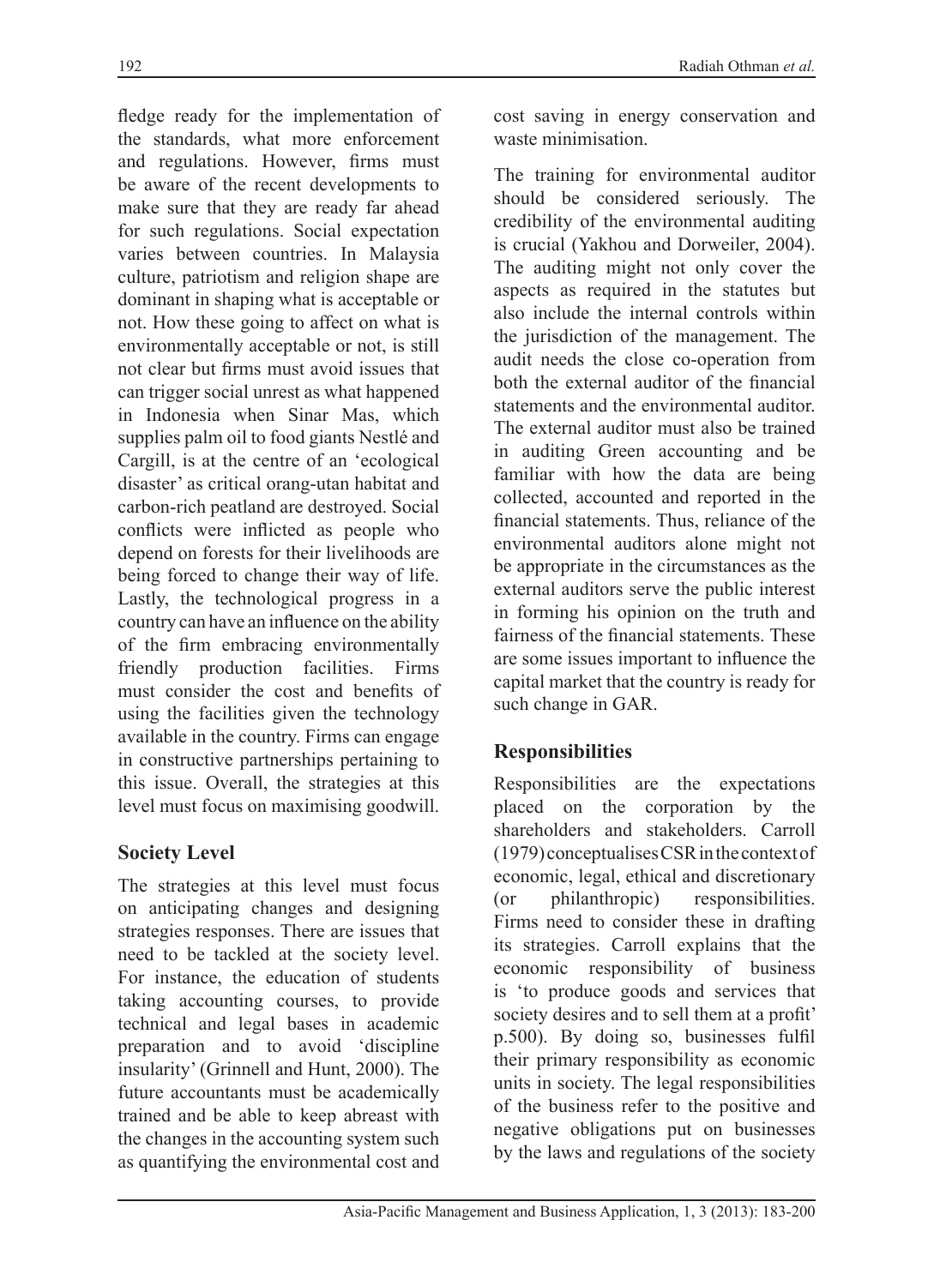fledge ready for the implementation of the standards, what more enforcement and regulations. However, firms must be aware of the recent developments to make sure that they are ready far ahead for such regulations. Social expectation varies between countries. In Malaysia culture, patriotism and religion shape are dominant in shaping what is acceptable or not. How these going to affect on what is environmentally acceptable or not, is still not clear but firms must avoid issues that can trigger social unrest as what happened in Indonesia when Sinar Mas, which supplies palm oil to food giants Nestlé and Cargill, is at the centre of an 'ecological disaster' as critical orang-utan habitat and carbon-rich peatland are destroyed. Social conflicts were inflicted as people who depend on forests for their livelihoods are being forced to change their way of life. Lastly, the technological progress in a country can have an influence on the ability of the firm embracing environmentally friendly production facilities. Firms must consider the cost and benefits of using the facilities given the technology available in the country. Firms can engage in constructive partnerships pertaining to this issue. Overall, the strategies at this level must focus on maximising goodwill.

## Society Level

The strategies at this level must focus on anticipating changes and designing strategies responses. There are issues that need to be tackled at the society level. For instance, the education of students taking accounting courses, to provide technical and legal bases in academic preparation and to avoid 'discipline insularity' (Grinnell and Hunt, 2000). The future accountants must be academically trained and be able to keep abreast with the changes in the accounting system such as quantifying the environmental cost and cost saving in energy conservation and waste minimisation.

The training for environmental auditor should be considered seriously. The credibility of the environmental auditing is crucial (Yakhou and Dorweiler, 2004). The auditing might not only cover the aspects as required in the statutes but also include the internal controls within the jurisdiction of the management. The audit needs the close co-operation from both the external auditor of the financial statements and the environmental auditor. The external auditor must also be trained in auditing Green accounting and be familiar with how the data are being collected, accounted and reported in the financial statements. Thus, reliance of the environmental auditors alone might not be appropriate in the circumstances as the external auditors serve the public interest in forming his opinion on the truth and fairness of the financial statements. These are some issues important to influence the capital market that the country is ready for such change in GAR.

## Responsibilities

Responsibilities are the expectations placed on the corporation by the shareholders and stakeholders. Carroll (1979) conceptualises CSR in the context of economic, legal, ethical and discretionary (or philanthropic) responsibilities. Firms need to consider these in drafting its strategies. Carroll explains that the economic responsibility of business is 'to produce goods and services that society desires and to sell them at a profit' p.500). By doing so, businesses fulfil their primary responsibility as economic units in society. The legal responsibilities of the business refer to the positive and negative obligations put on businesses by the laws and regulations of the society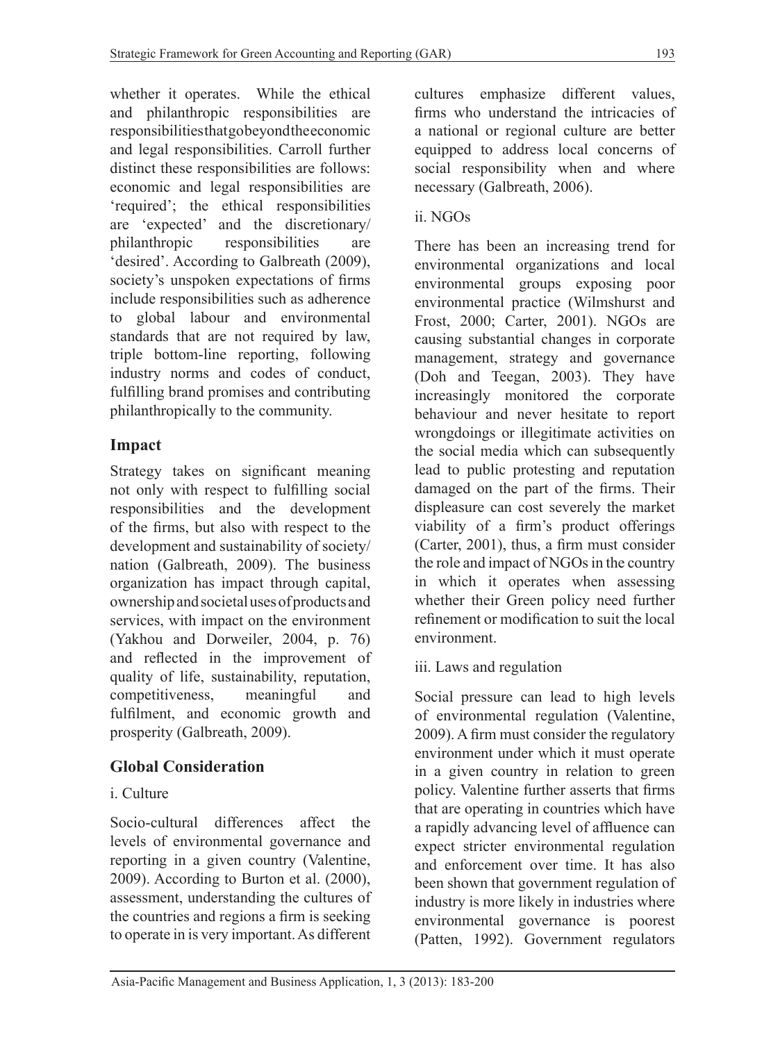whether it operates. While the ethical and philanthropic responsibilities are responsibilities that go beyond the economic and legal responsibilities. Carroll further distinct these responsibilities are follows: economic and legal responsibilities are 'required'; the ethical responsibilities are 'expected' and the discretionary/ philanthropic responsibilities are 'desired'. According to Galbreath (2009), society's unspoken expectations of firms include responsibilities such as adherence to global labour and environmental standards that are not required by law, triple bottom-line reporting, following industry norms and codes of conduct, fulfilling brand promises and contributing philanthropically to the community.

## Impact

Strategy takes on significant meaning not only with respect to fulfilling social responsibilities and the development of the firms, but also with respect to the development and sustainability of society/ nation (Galbreath, 2009). The business organization has impact through capital, ownership and societal uses of products and services, with impact on the environment (Yakhou and Dorweiler, 2004, p. 76) and reflected in the improvement of quality of life, sustainability, reputation, competitiveness, meaningful and fulfilment, and economic growth and prosperity (Galbreath, 2009).

## Global Consideration

i. Culture

Socio-cultural differences affect the levels of environmental governance and reporting in a given country (Valentine, 2009). According to Burton et al. (2000), assessment, understanding the cultures of the countries and regions a firm is seeking to operate in is very important. As different cultures emphasize different values, firms who understand the intricacies of a national or regional culture are better equipped to address local concerns of social responsibility when and where necessary (Galbreath, 2006).

ii. NGOs

There has been an increasing trend for environmental organizations and local environmental groups exposing poor environmental practice (Wilmshurst and Frost, 2000; Carter, 2001). NGOs are causing substantial changes in corporate management, strategy and governance (Doh and Teegan, 2003). They have increasingly monitored the corporate behaviour and never hesitate to report wrongdoings or illegitimate activities on the social media which can subsequently lead to public protesting and reputation damaged on the part of the firms. Their displeasure can cost severely the market viability of a firm's product offerings (Carter, 2001), thus, a firm must consider the role and impact of NGOs in the country in which it operates when assessing whether their Green policy need further refinement or modification to suit the local environment.

iii. Laws and regulation

Social pressure can lead to high levels of environmental regulation (Valentine, 2009). A firm must consider the regulatory environment under which it must operate in a given country in relation to green policy. Valentine further asserts that firms that are operating in countries which have a rapidly advancing level of affluence can expect stricter environmental regulation and enforcement over time. It has also been shown that government regulation of industry is more likely in industries where environmental governance is poorest (Patten, 1992). Government regulators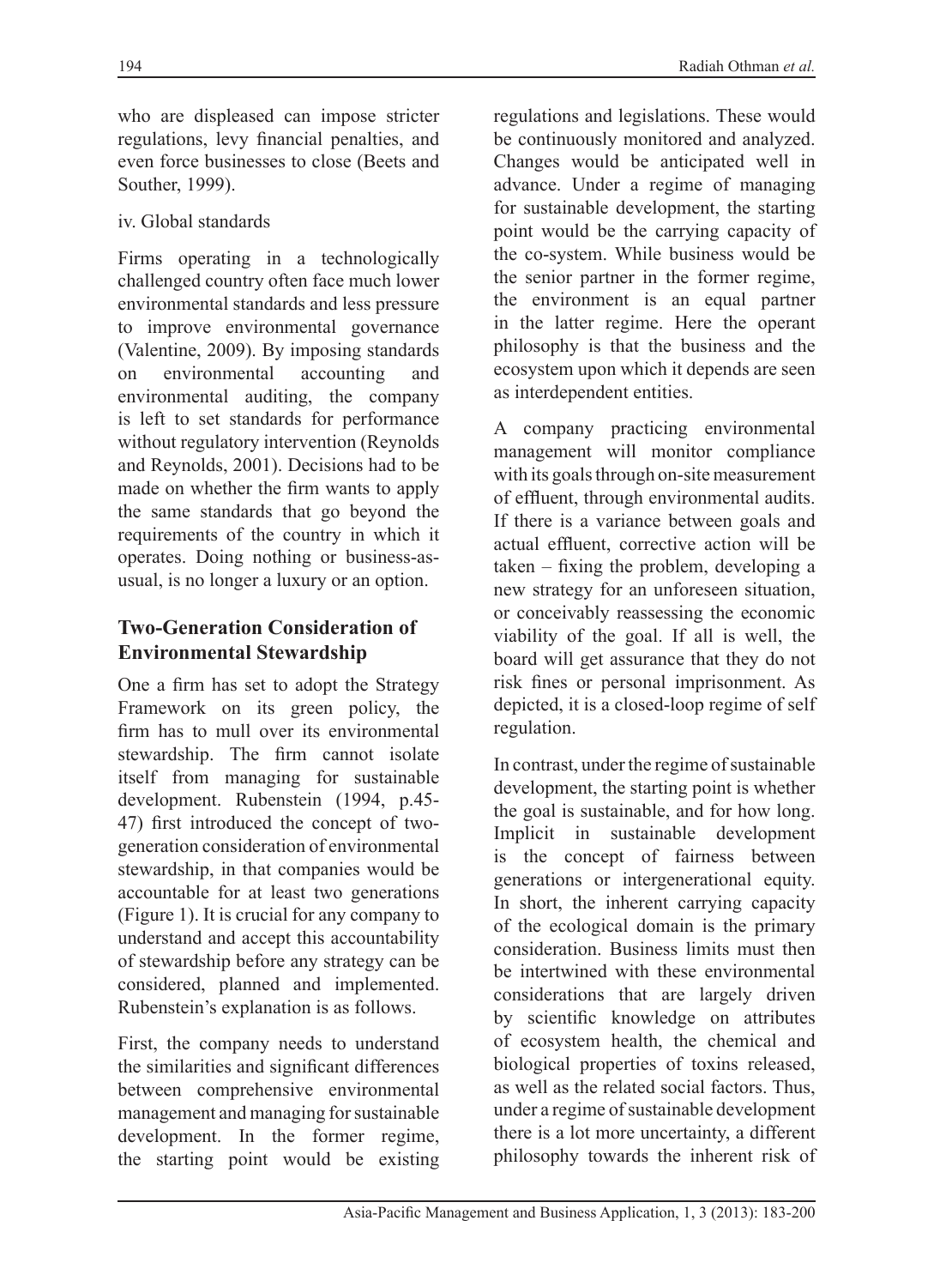who are displeased can impose stricter regulations, levy financial penalties, and even force businesses to close (Beets and Souther, 1999).

iv. Global standards

Firms operating in a technologically challenged country often face much lower environmental standards and less pressure to improve environmental governance (Valentine, 2009). By imposing standards on environmental accounting and environmental auditing, the company is left to set standards for performance without regulatory intervention (Reynolds and Reynolds, 2001). Decisions had to be made on whether the firm wants to apply the same standards that go beyond the requirements of the country in which it operates. Doing nothing or business-as-usual, is no longer a luxury or an option.

## Two-Generation Consideration of Environmental Stewardship

One a firm has set to adopt the Strategy Framework on its green policy, the firm has to mull over its environmental stewardship. The firm cannot isolate itself from managing for sustainable development. Rubenstein (1994, p.45-47) first introduced the concept of two-generation consideration of environmental stewardship, in that companies would be accountable for at least two generations (Figure 1). It is crucial for any company to understand and accept this accountability of stewardship before any strategy can be considered, planned and implemented. Rubenstein's explanation is as follows.

First, the company needs to understand the similarities and significant differences between comprehensive environmental management and managing for sustainable development. In the former regime, the starting point would be existing regulations and legislations. These would be continuously monitored and analyzed. Changes would be anticipated well in advance. Under a regime of managing for sustainable development, the starting point would be the carrying capacity of the co-system. While business would be the senior partner in the former regime, the environment is an equal partner in the latter regime. Here the operant philosophy is that the business and the ecosystem upon which it depends are seen as interdependent entities.

A company practicing environmental management will monitor compliance with its goals through on-site measurement of effluent, through environmental audits. If there is a variance between goals and actual effluent, corrective action will be taken – fixing the problem, developing a new strategy for an unforeseen situation, or conceivably reassessing the economic viability of the goal. If all is well, the board will get assurance that they do not risk fines or personal imprisonment. As depicted, it is a closed-loop regime of self regulation.

In contrast, under the regime of sustainable development, the starting point is whether the goal is sustainable, and for how long. Implicit in sustainable development is the concept of fairness between generations or intergenerational equity. In short, the inherent carrying capacity of the ecological domain is the primary consideration. Business limits must then be intertwined with these environmental considerations that are largely driven by scientific knowledge on attributes of ecosystem health, the chemical and biological properties of toxins released, as well as the related social factors. Thus, under a regime of sustainable development there is a lot more uncertainty, a different philosophy towards the inherent risk of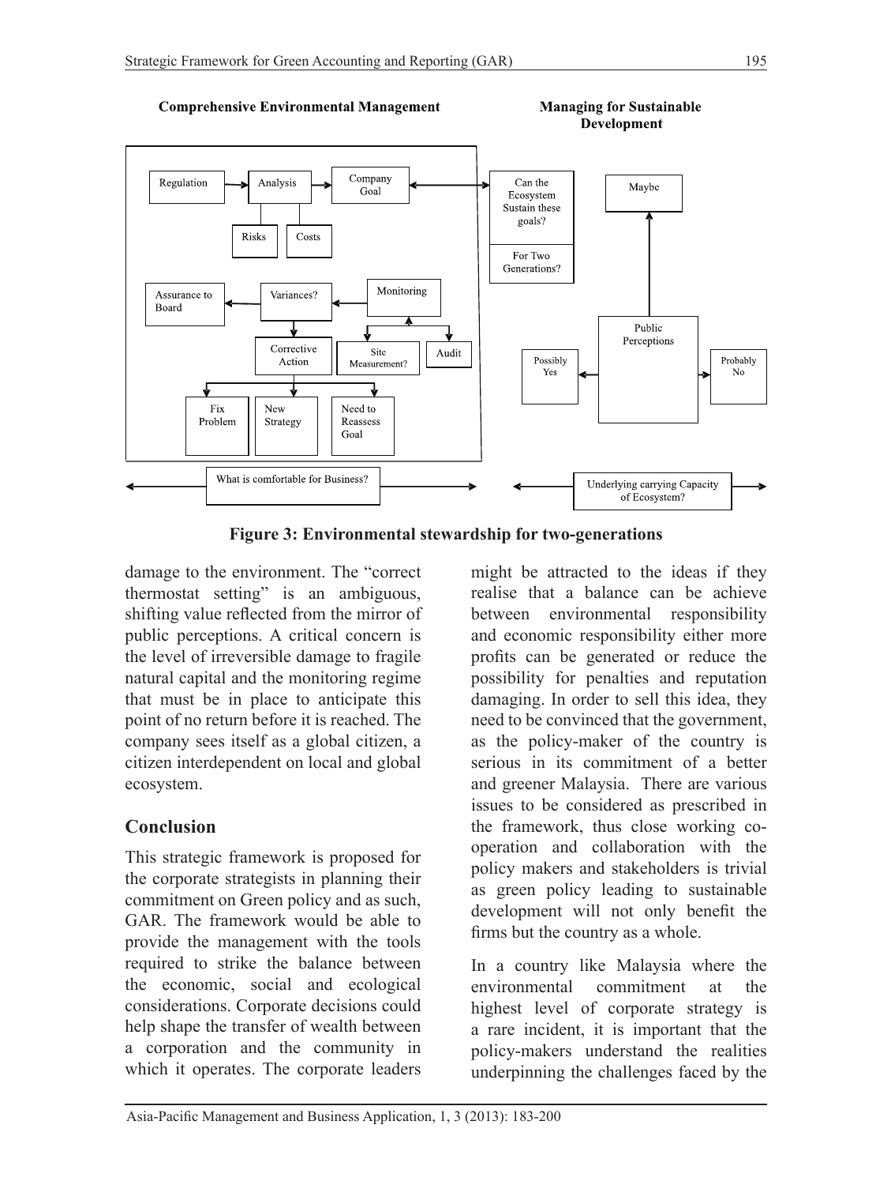**Comprehensive Environmental Management**

**Managing for Sustainable Development**

Regulation → Analysis → Company Goal ↔ Can the Ecosystem Sustain these goals? For Two Generations?

Risks | Costs

Assurance to Board ← Variances? ← Monitoring

Corrective Action | Site Measurement? | Audit

Fix Problem | New Strategy | Need to Reassess Goal

Maybe

Public Perceptions

Possibly Yes | Probably No

What is comfortable for Business?

Underlying carrying Capacity of Ecosystem?

**Figure 3: Environmental stewardship for two-generations**

damage to the environment. The "correct thermostat setting" is an ambiguous, shifting value reflected from the mirror of public perceptions. A critical concern is the level of irreversible damage to fragile natural capital and the monitoring regime that must be in place to anticipate this point of no return before it is reached. The company sees itself as a global citizen, a citizen interdependent on local and global ecosystem.

## Conclusion

This strategic framework is proposed for the corporate strategists in planning their commitment on Green policy and as such, GAR. The framework would be able to provide the management with the tools required to strike the balance between the economic, social and ecological considerations. Corporate decisions could help shape the transfer of wealth between a corporation and the community in which it operates. The corporate leaders might be attracted to the ideas if they realise that a balance can be achieve between environmental responsibility and economic responsibility either more profits can be generated or reduce the possibility for penalties and reputation damaging. In order to sell this idea, they need to be convinced that the government, as the policy-maker of the country is serious in its commitment of a better and greener Malaysia. There are various issues to be considered as prescribed in the framework, thus close working co-operation and collaboration with the policy makers and stakeholders is trivial as green policy leading to sustainable development will not only benefit the firms but the country as a whole.

In a country like Malaysia where the environmental commitment at the highest level of corporate strategy is a rare incident, it is important that the policy-makers understand the realities underpinning the challenges faced by the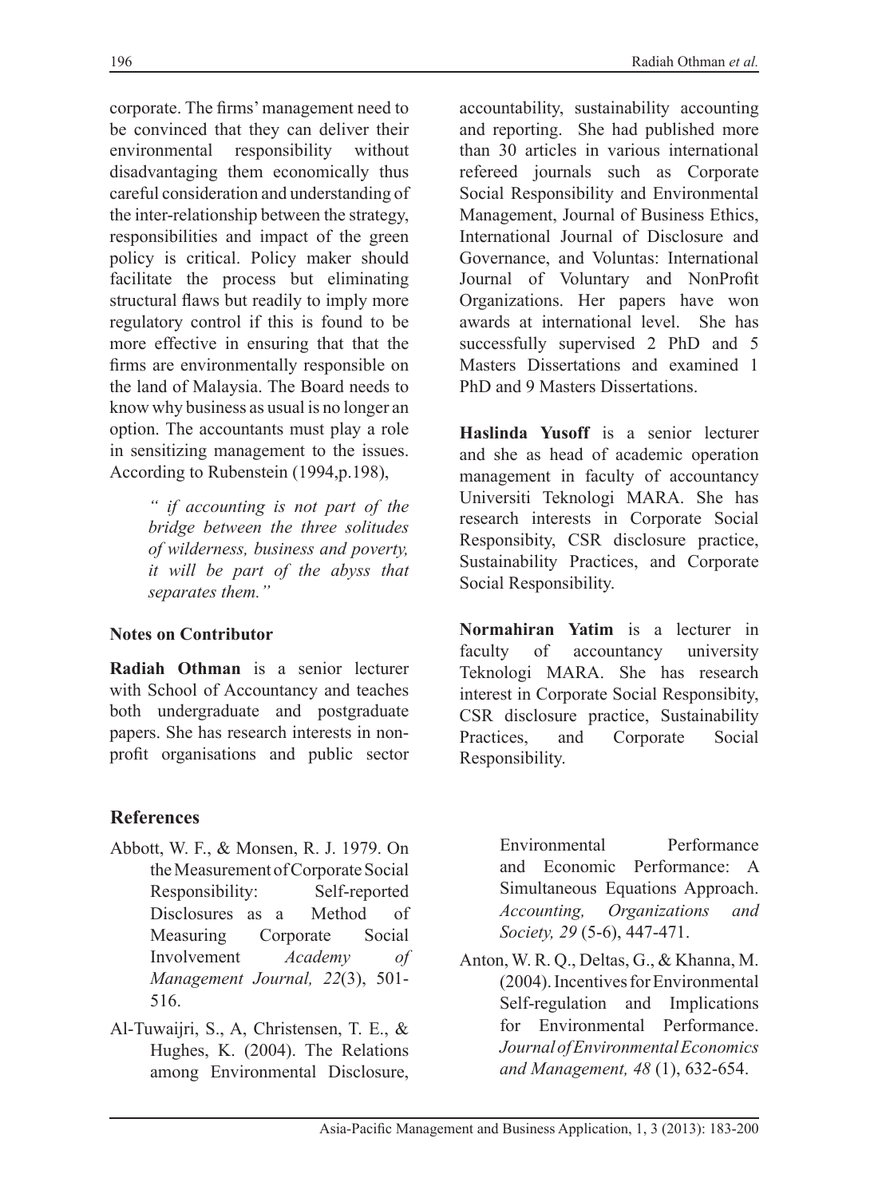corporate. The firms' management need to be convinced that they can deliver their environmental responsibility without disadvantaging them economically thus careful consideration and understanding of the inter-relationship between the strategy, responsibilities and impact of the green policy is critical. Policy maker should facilitate the process but eliminating structural flaws but readily to imply more regulatory control if this is found to be more effective in ensuring that that the firms are environmentally responsible on the land of Malaysia. The Board needs to know why business as usual is no longer an option. The accountants must play a role in sensitizing management to the issues. According to Rubenstein (1994,p.198),

> *" if accounting is not part of the bridge between the three solitudes of wilderness, business and poverty, it will be part of the abyss that separates them."*

## Notes on Contributor

**Radiah Othman** is a senior lecturer with School of Accountancy and teaches both undergraduate and postgraduate papers. She has research interests in non-profit organisations and public sector accountability, sustainability accounting and reporting. She had published more than 30 articles in various international refereed journals such as Corporate Social Responsibility and Environmental Management, Journal of Business Ethics, International Journal of Disclosure and Governance, and Voluntas: International Journal of Voluntary and NonProfit Organizations. Her papers have won awards at international level. She has successfully supervised 2 PhD and 5 Masters Dissertations and examined 1 PhD and 9 Masters Dissertations.

**Haslinda Yusoff** is a senior lecturer and she as head of academic operation management in faculty of accountancy Universiti Teknologi MARA. She has research interests in Corporate Social Responsibity, CSR disclosure practice, Sustainability Practices, and Corporate Social Responsibility.

**Normahiran Yatim** is a lecturer in faculty of accountancy university Teknologi MARA. She has research interest in Corporate Social Responsibity, CSR disclosure practice, Sustainability Practices, and Corporate Social Responsibility.

## References

Abbott, W. F., & Monsen, R. J. 1979. On the Measurement of Corporate Social Responsibility: Self-reported Disclosures as a Method of Measuring Corporate Social Involvement *Academy of Management Journal, 22*(3), 501-516.

Al-Tuwaijri, S., A, Christensen, T. E., & Hughes, K. (2004). The Relations among Environmental Disclosure, Environmental Performance and Economic Performance: A Simultaneous Equations Approach. *Accounting, Organizations and Society, 29* (5-6), 447-471.

Anton, W. R. Q., Deltas, G., & Khanna, M. (2004). Incentives for Environmental Self-regulation and Implications for Environmental Performance. *Journal of Environmental Economics and Management, 48* (1), 632-654.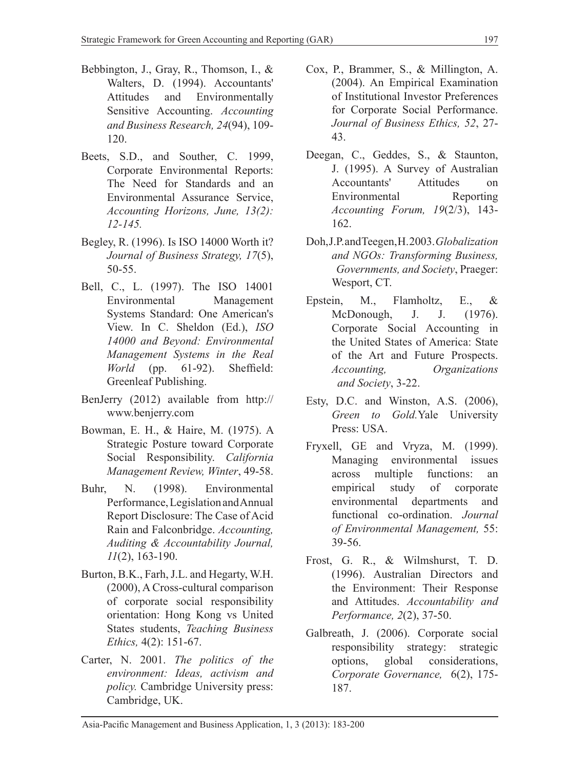Bebbington, J., Gray, R., Thomson, I., & Walters, D. (1994). Accountants' Attitudes and Environmentally Sensitive Accounting. *Accounting and Business Research, 24*(94), 109-120.

Beets, S.D., and Souther, C. 1999, Corporate Environmental Reports: The Need for Standards and an Environmental Assurance Service, *Accounting Horizons, June, 13(2): 12-145.*

Begley, R. (1996). Is ISO 14000 Worth it? *Journal of Business Strategy, 17*(5), 50-55.

Bell, C., L. (1997). The ISO 14001 Environmental Management Systems Standard: One American's View. In C. Sheldon (Ed.), *ISO 14000 and Beyond: Environmental Management Systems in the Real World* (pp. 61-92). Sheffield: Greenleaf Publishing.

BenJerry (2012) available from http://www.benjerry.com

Bowman, E. H., & Haire, M. (1975). A Strategic Posture toward Corporate Social Responsibility. *California Management Review, Winter*, 49-58.

Buhr, N. (1998). Environmental Performance, Legislation and Annual Report Disclosure: The Case of Acid Rain and Falconbridge. *Accounting, Auditing & Accountability Journal, 11*(2), 163-190.

Burton, B.K., Farh, J.L. and Hegarty, W.H. (2000), A Cross-cultural comparison of corporate social responsibility orientation: Hong Kong vs United States students, *Teaching Business Ethics,* 4(2): 151-67.

Carter, N. 2001. *The politics of the environment: Ideas, activism and policy.* Cambridge University press: Cambridge, UK.

Cox, P., Brammer, S., & Millington, A. (2004). An Empirical Examination of Institutional Investor Preferences for Corporate Social Performance. *Journal of Business Ethics, 52*, 27-43.

Deegan, C., Geddes, S., & Staunton, J. (1995). A Survey of Australian Accountants' Attitudes on Environmental Reporting *Accounting Forum, 19*(2/3), 143-162.

Doh, J.P. and Teegen, H. 2003. *Globalization and NGOs: Transforming Business, Governments, and Society*, Praeger: Wesport, CT.

Epstein, M., Flamholtz, E., & McDonough, J. J. (1976). Corporate Social Accounting in the United States of America: State of the Art and Future Prospects. *Accounting, Organizations and Society*, 3-22.

Esty, D.C. and Winston, A.S. (2006), *Green to Gold.* Yale University Press: USA.

Fryxell, GE and Vryza, M. (1999). Managing environmental issues across multiple functions: an empirical study of corporate environmental departments and functional co-ordination. *Journal of Environmental Management,* 55: 39-56.

Frost, G. R., & Wilmshurst, T. D. (1996). Australian Directors and the Environment: Their Response and Attitudes. *Accountability and Performance, 2*(2), 37-50.

Galbreath, J. (2006). Corporate social responsibility strategy: strategic options, global considerations, *Corporate Governance,* 6(2), 175-187.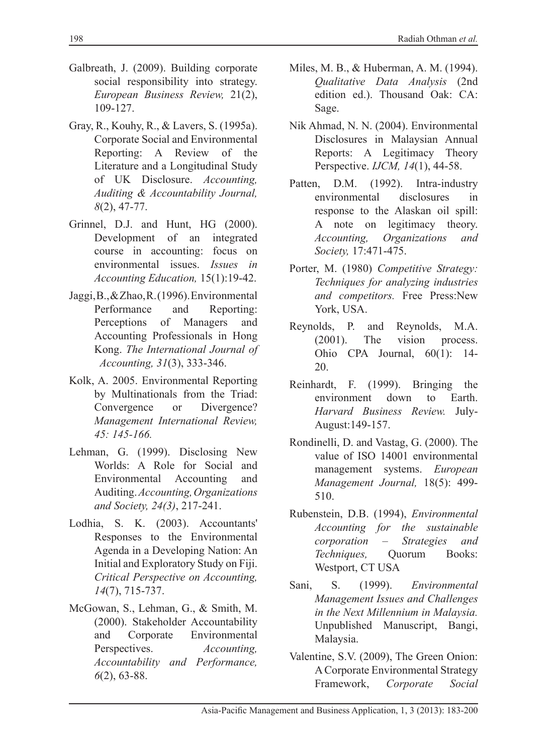Galbreath, J. (2009). Building corporate social responsibility into strategy. *European Business Review,* 21(2), 109-127.

Gray, R., Kouhy, R., & Lavers, S. (1995a). Corporate Social and Environmental Reporting: A Review of the Literature and a Longitudinal Study of UK Disclosure. *Accounting, Auditing & Accountability Journal, 8*(2), 47-77.

Grinnel, D.J. and Hunt, HG (2000). Development of an integrated course in accounting: focus on environmental issues. *Issues in Accounting Education,* 15(1):19-42.

Jaggi, B., & Zhao, R. (1996). Environmental Performance and Reporting: Perceptions of Managers and Accounting Professionals in Hong Kong. *The International Journal of Accounting, 31*(3), 333-346.

Kolk, A. 2005. Environmental Reporting by Multinationals from the Triad: Convergence or Divergence? *Management International Review, 45: 145-166.*

Lehman, G. (1999). Disclosing New Worlds: A Role for Social and Environmental Accounting and Auditing. *Accounting, Organizations and Society, 24(3)*, 217-241.

Lodhia, S. K. (2003). Accountants' Responses to the Environmental Agenda in a Developing Nation: An Initial and Exploratory Study on Fiji. *Critical Perspective on Accounting, 14*(7), 715-737.

McGowan, S., Lehman, G., & Smith, M. (2000). Stakeholder Accountability and Corporate Environmental Perspectives. *Accounting, Accountability and Performance, 6*(2), 63-88.

Miles, M. B., & Huberman, A. M. (1994). *Qualitative Data Analysis* (2nd edition ed.). Thousand Oak: CA: Sage.

Nik Ahmad, N. N. (2004). Environmental Disclosures in Malaysian Annual Reports: A Legitimacy Theory Perspective. *IJCM, 14*(1), 44-58.

Patten, D.M. (1992). Intra-industry environmental disclosures in response to the Alaskan oil spill: A note on legitimacy theory. *Accounting, Organizations and Society,* 17:471-475.

Porter, M. (1980) *Competitive Strategy: Techniques for analyzing industries and competitors.* Free Press:New York, USA.

Reynolds, P. and Reynolds, M.A. (2001). The vision process. Ohio CPA Journal, 60(1): 14-20.

Reinhardt, F. (1999). Bringing the environment down to Earth. *Harvard Business Review.* July-August:149-157.

Rondinelli, D. and Vastag, G. (2000). The value of ISO 14001 environmental management systems. *European Management Journal,* 18(5): 499-510.

Rubenstein, D.B. (1994), *Environmental Accounting for the sustainable corporation – Strategies and Techniques,* Quorum Books: Westport, CT USA

Sani, S. (1999). *Environmental Management Issues and Challenges in the Next Millennium in Malaysia.* Unpublished Manuscript, Bangi, Malaysia.

Valentine, S.V. (2009), The Green Onion: A Corporate Environmental Strategy Framework, *Corporate Social*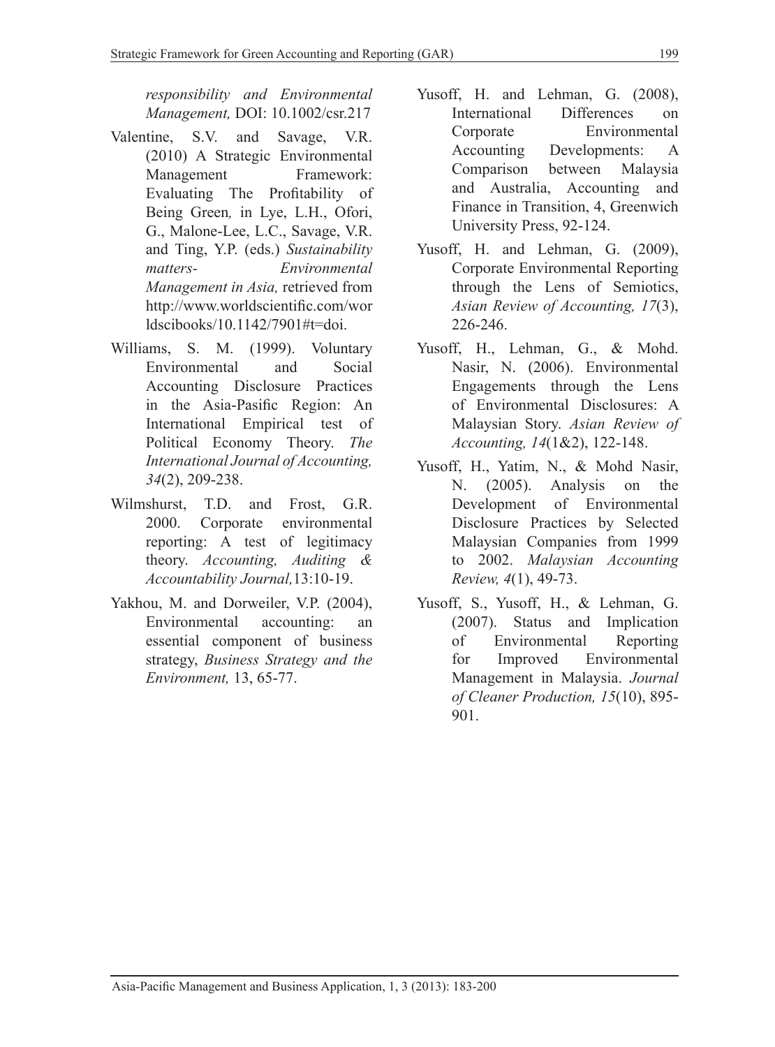*responsibility and Environmental Management,* DOI: 10.1002/csr.217

Valentine, S.V. and Savage, V.R. (2010) A Strategic Environmental Management Framework: Evaluating The Profitability of Being Green*,* in Lye, L.H., Ofori, G., Malone-Lee, L.C., Savage, V.R. and Ting, Y.P. (eds.) *Sustainability matters- Environmental Management in Asia,* retrieved from http://www.worldscientific.com/worldscibooks/10.1142/7901#t=doi.

Williams, S. M. (1999). Voluntary Environmental and Social Accounting Disclosure Practices in the Asia-Pasific Region: An International Empirical test of Political Economy Theory. *The International Journal of Accounting, 34*(2), 209-238.

Wilmshurst, T.D. and Frost, G.R. 2000. Corporate environmental reporting: A test of legitimacy theory. *Accounting, Auditing & Accountability Journal,*13:10-19.

Yakhou, M. and Dorweiler, V.P. (2004), Environmental accounting: an essential component of business strategy, *Business Strategy and the Environment,* 13, 65-77.

Yusoff, H. and Lehman, G. (2008), International Differences on Corporate Environmental Accounting Developments: A Comparison between Malaysia and Australia, Accounting and Finance in Transition, 4, Greenwich University Press, 92-124.

Yusoff, H. and Lehman, G. (2009), Corporate Environmental Reporting through the Lens of Semiotics, *Asian Review of Accounting, 17*(3), 226-246.

Yusoff, H., Lehman, G., & Mohd. Nasir, N. (2006). Environmental Engagements through the Lens of Environmental Disclosures: A Malaysian Story. *Asian Review of Accounting, 14*(1&2), 122-148.

Yusoff, H., Yatim, N., & Mohd Nasir, N. (2005). Analysis on the Development of Environmental Disclosure Practices by Selected Malaysian Companies from 1999 to 2002. *Malaysian Accounting Review, 4*(1), 49-73.

Yusoff, S., Yusoff, H., & Lehman, G. (2007). Status and Implication of Environmental Reporting for Improved Environmental Management in Malaysia. *Journal of Cleaner Production, 15*(10), 895-901.